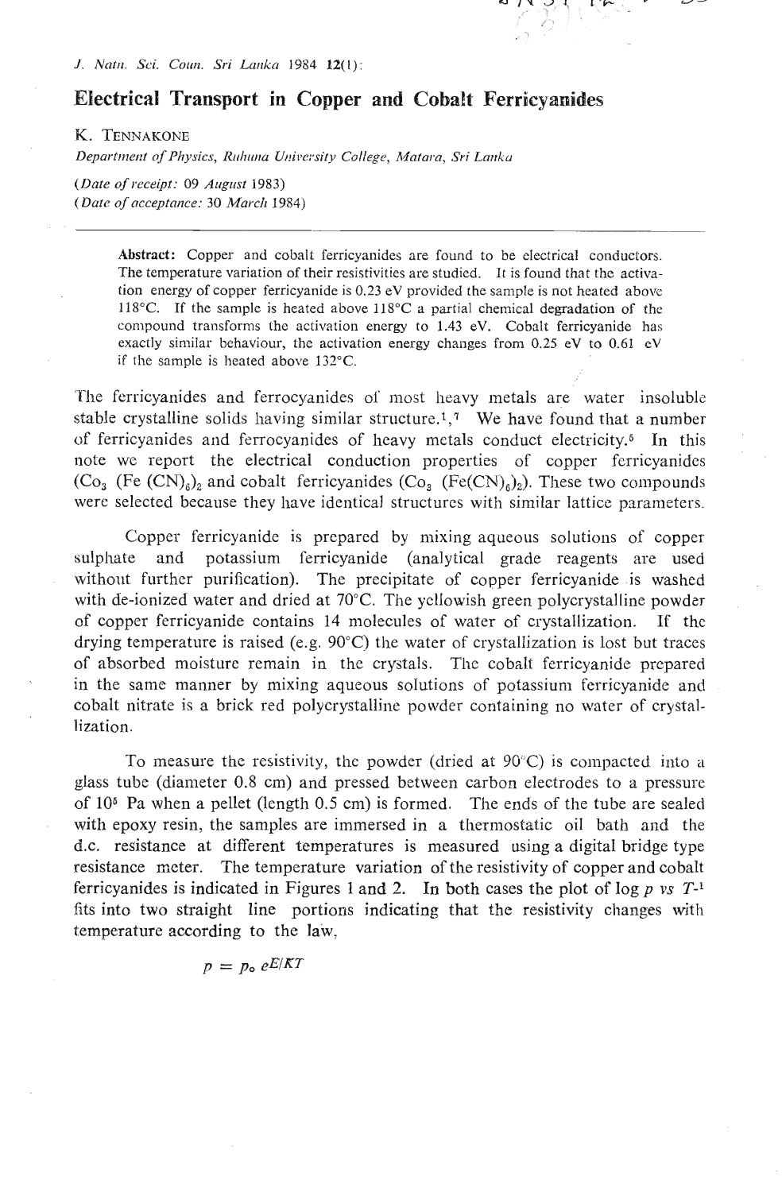# Electrical Transport in Copper and Cobalt Ferricyanides

K. TENNAKONE

*Department of Physics, Ruhuna University College, Matara, Sri Lanka*

*(Date of receipt: 09 August 1983)*
*(Date of acceptance: 30 March 1984)*

---

**Abstract:** Copper and cobalt ferricyanides are found to be electrical conductors. The temperature variation of their resistivities are studied. It is found that the activation energy of copper ferricyanide is 0.23 eV provided the sample is not heated above 118°C. If the sample is heated above 118°C a partial chemical degradation of the compound transforms the activation energy to 1.43 eV. Cobalt ferricyanide has exactly similar behaviour, the activation energy changes from 0.25 eV to 0.61 eV if the sample is heated above 132°C.

The ferricyanides and ferrocyanides of most heavy metals are water insoluble stable crystalline solids having similar structure.[1,7] We have found that a number of ferricyanides and ferrocyanides of heavy metals conduct electricity.[5] In this note we report the electrical conduction properties of copper ferricyanides ($Co_3$ $(Fe\ (CN)_6)_2$ and cobalt ferricyanides ($Co_3$ $(Fe(CN)_6)_2$). These two compounds were selected because they have identical structures with similar lattice parameters.

Copper ferricyanide is prepared by mixing aqueous solutions of copper sulphate and potassium ferricyanide (analytical grade reagents are used without further purification). The precipitate of copper ferricyanide is washed with de-ionized water and dried at 70°C. The yellowish green polycrystalline powder of copper ferricyanide contains 14 molecules of water of crystallization. If the drying temperature is raised (e.g. 90°C) the water of crystallization is lost but traces of absorbed moisture remain in the crystals. The cobalt ferricyanide prepared in the same manner by mixing aqueous solutions of potassium ferricyanide and cobalt nitrate is a brick red polycrystalline powder containing no water of crystallization.

To measure the resistivity, the powder (dried at 90°C) is compacted into a glass tube (diameter 0.8 cm) and pressed between carbon electrodes to a pressure of $10^5$ Pa when a pellet (length 0.5 cm) is formed. The ends of the tube are sealed with epoxy resin, the samples are immersed in a thermostatic oil bath and the d.c. resistance at different temperatures is measured using a digital bridge type resistance meter. The temperature variation of the resistivity of copper and cobalt ferricyanides is indicated in Figures 1 and 2. In both cases the plot of log $p$ *vs* $T^{-1}$ fits into two straight line portions indicating that the resistivity changes with temperature according to the law,

$$p = p_o\ e^{E/KT}$$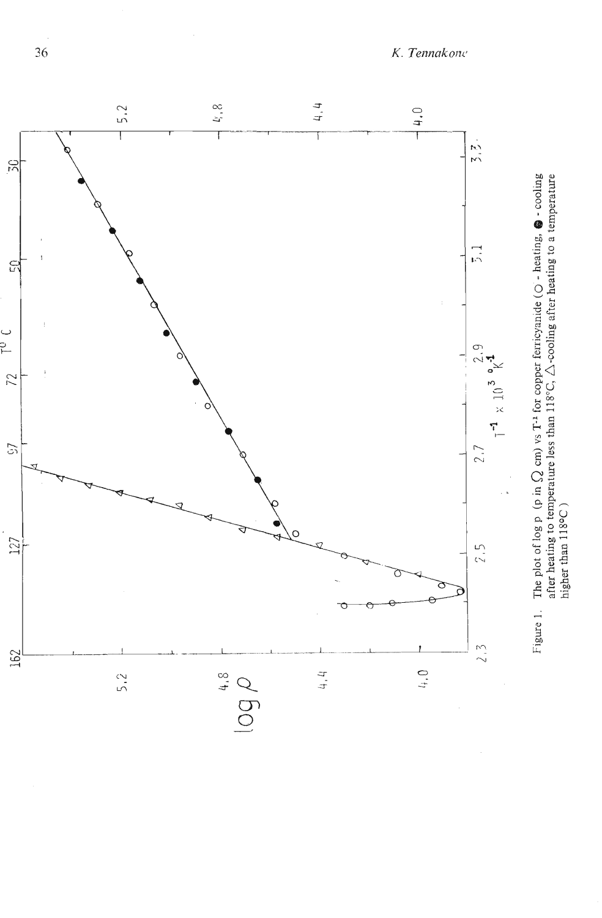Figure 1. The plot of log ρ (ρ in Ω cm) vs $T^{-1}$ for copper ferricyanide (○ - heating, ● - cooling after heating to temperature less than 118°C, △-cooling after heating to a temperature higher than 118°C)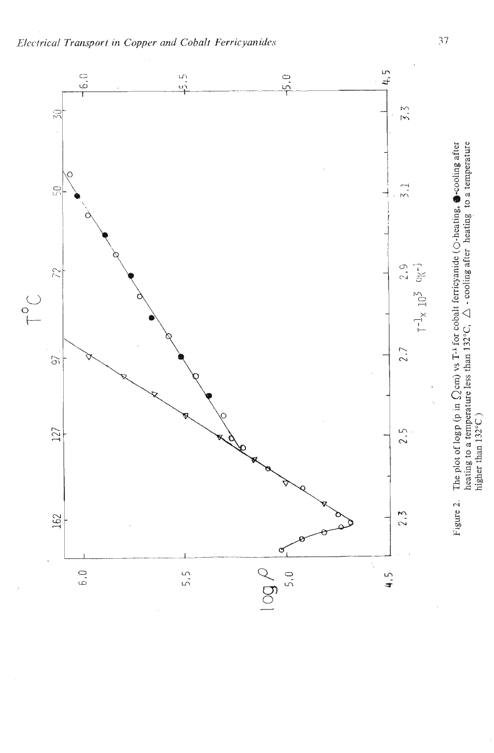Figure 2. The plot of log ρ (ρ in Ωcm) vs $T^{-1}$ for cobalt ferricyanide (○-heating, ●-cooling after heating to a temperature less than 132°C, △ - cooling after heating to a temperature higher than 132°C)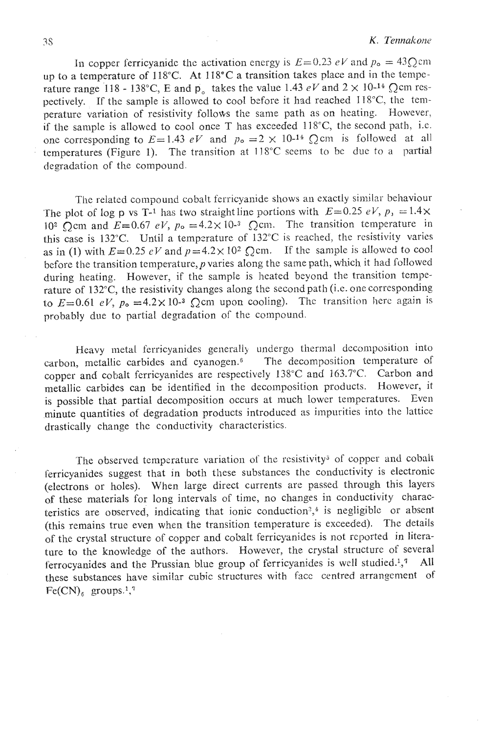In copper ferricyanide the activation energy is $E = 0.23\ eV$ and $\rho_o = 43\Omega cm$ up to a temperature of 118°C. At 118°C a transition takes place and in the temperature range 118 - 138°C, E and $\rho_o$ takes the value 1.43 $eV$ and $2 \times 10^{-14}$ $\Omega$cm respectively. If the sample is allowed to cool before it had reached 118°C, the temperature variation of resistivity follows the same path as on heating. However, if the sample is allowed to cool once T has exceeded 118°C, the second path, i.e. one corresponding to $E = 1.43\ eV$ and $\rho_o = 2 \times 10^{-14}\ \Omega cm$ is followed at all temperatures (Figure 1). The transition at 118°C seems to be due to a partial degradation of the compound.

The related compound cobalt ferricyanide shows an exactly similar behaviour The plot of log ρ vs $T^{-1}$ has two straight line portions with $E = 0.25\ eV$, $\rho_1 = 1.4 \times 10^2\ \Omega cm$ and $E = 0.67\ eV$, $\rho_o = 4.2 \times 10^{-3}\ \Omega cm$. The transition temperature in this case is 132°C. Until a temperature of 132°C is reached, the resistivity varies as in (1) with $E = 0.25\ eV$ and $\rho = 4.2 \times 10^2\ \Omega cm$. If the sample is allowed to cool before the transition temperature, $\rho$ varies along the same path, which it had followed during heating. However, if the sample is heated beyond the transition temperature of 132°C, the resistivity changes along the second path (i.e. one corresponding to $E = 0.61\ eV$, $\rho_o = 4.2 \times 10^{-3}\ \Omega cm$ upon cooling). The transition here again is probably due to partial degradation of the compound.

Heavy metal ferricyanides generally undergo thermal decomposition into carbon, metallic carbides and cyanogen.[6] The decomposition temperature of copper and cobalt ferricyanides are respectively 138°C and 163.7°C. Carbon and metallic carbides can be identified in the decomposition products. However, it is possible that partial decomposition occurs at much lower temperatures. Even minute quantities of degradation products introduced as impurities into the lattice drastically change the conductivity characteristics.

The observed temperature variation of the resistivity[5] of copper and cobalt ferricyanides suggest that in both these substances the conductivity is electronic (electrons or holes). When large direct currents are passed through this layers of these materials for long intervals of time, no changes in conductivity characteristics are observed, indicating that ionic conduction[2,4] is negligible or absent (this remains true even when the transition temperature is exceeded). The details of the crystal structure of copper and cobalt ferricyanides is not reported in literature to the knowledge of the authors. However, the crystal structure of several ferrocyanides and the Prussian blue group of ferricyanides is well studied.[1,7] All these substances have similar cubic structures with face centred arrangement of $Fe(CN)_6$ groups.[1,7]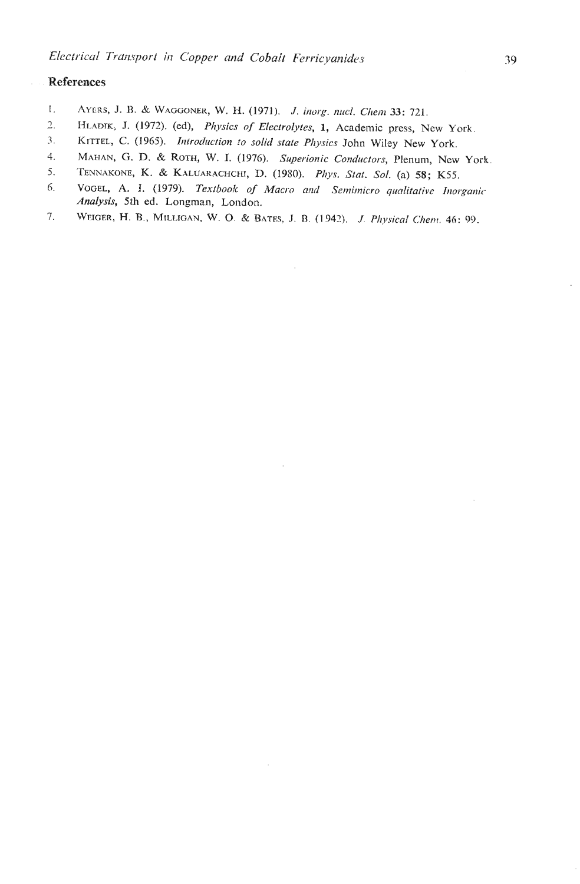## References

1. AYERS, J. B. & WAGGONER, W. H. (1971). *J. inorg. nucl. Chem* **33**: 721.
2. HLADIK, J. (1972). (ed), *Physics of Electrolytes*, **1**, Academic press, New York.
3. KITTEL, C. (1965). *Introduction to solid state Physics* John Wiley New York.
4. MAHAN, G. D. & ROTH, W. I. (1976). *Superionic Conductors*, Plenum, New York.
5. TENNAKONE, K. & KALUARACHCHI, D. (1980). *Phys. Stat. Sol.* (a) **58**; K55.
6. VOGEL, A. I. (1979). *Textbook of Macro and Semimicro qualitative Inorganic Analysis*, 5th ed. Longman, London.
7. WEIGER, H. B., MILLIGAN, W. O. & BATES, J. B. (1942). *J. Physical Chem.* **46**: 99.